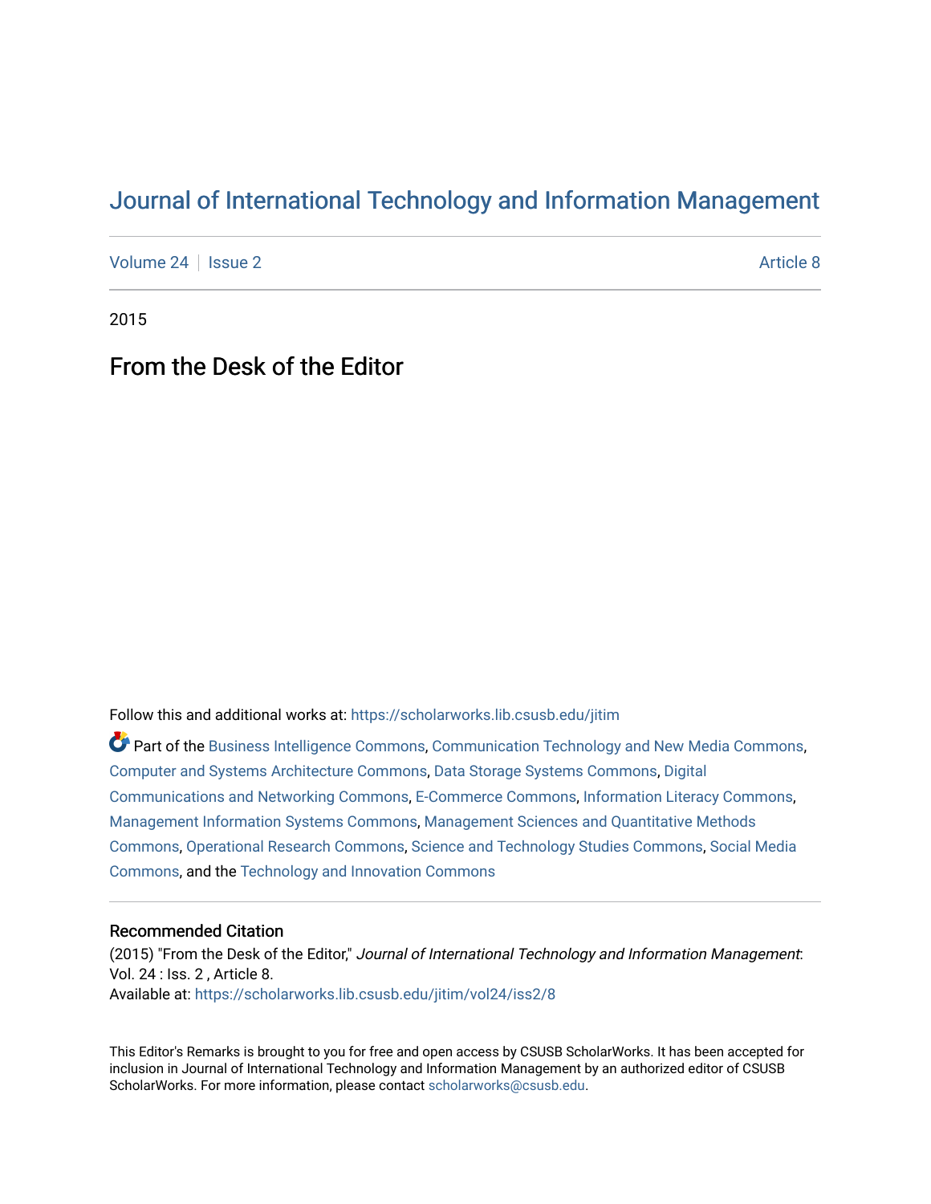# Journal of International Technology and Information Management

Volume 24 | Issue 2 | Article 8

2015

## From the Desk of the Editor

Follow this and additional works at: https://scholarworks.lib.csusb.edu/jitim

Part of the Business Intelligence Commons, Communication Technology and New Media Commons, Computer and Systems Architecture Commons, Data Storage Systems Commons, Digital Communications and Networking Commons, E-Commerce Commons, Information Literacy Commons, Management Information Systems Commons, Management Sciences and Quantitative Methods Commons, Operational Research Commons, Science and Technology Studies Commons, Social Media Commons, and the Technology and Innovation Commons

### Recommended Citation

(2015) "From the Desk of the Editor," *Journal of International Technology and Information Management*: Vol. 24 : Iss. 2 , Article 8.
Available at: https://scholarworks.lib.csusb.edu/jitim/vol24/iss2/8

This Editor's Remarks is brought to you for free and open access by CSUSB ScholarWorks. It has been accepted for inclusion in Journal of International Technology and Information Management by an authorized editor of CSUSB ScholarWorks. For more information, please contact scholarworks@csusb.edu.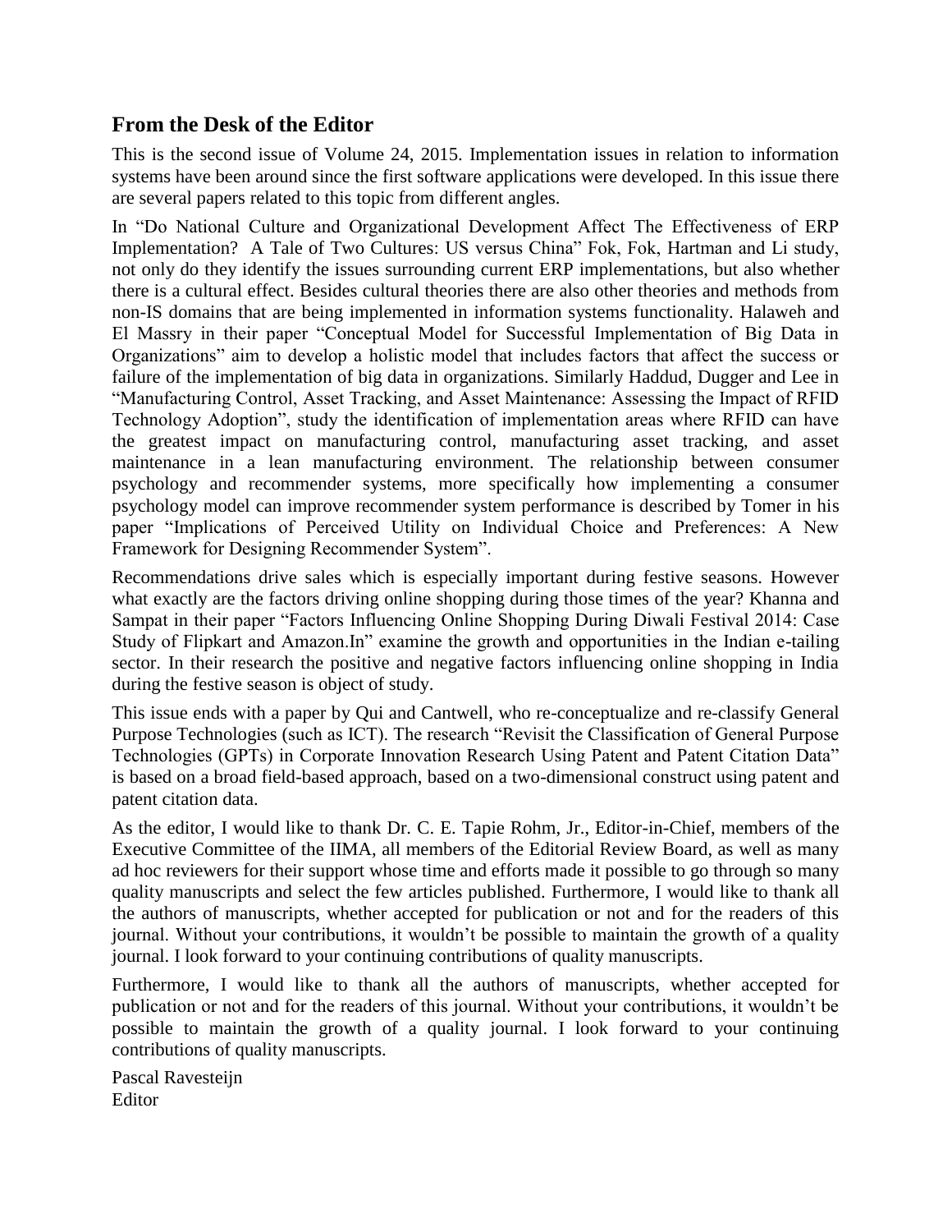## From the Desk of the Editor

This is the second issue of Volume 24, 2015. Implementation issues in relation to information systems have been around since the first software applications were developed. In this issue there are several papers related to this topic from different angles.

In "Do National Culture and Organizational Development Affect The Effectiveness of ERP Implementation? A Tale of Two Cultures: US versus China" Fok, Fok, Hartman and Li study, not only do they identify the issues surrounding current ERP implementations, but also whether there is a cultural effect. Besides cultural theories there are also other theories and methods from non-IS domains that are being implemented in information systems functionality. Halaweh and El Massry in their paper "Conceptual Model for Successful Implementation of Big Data in Organizations" aim to develop a holistic model that includes factors that affect the success or failure of the implementation of big data in organizations. Similarly Haddud, Dugger and Lee in "Manufacturing Control, Asset Tracking, and Asset Maintenance: Assessing the Impact of RFID Technology Adoption", study the identification of implementation areas where RFID can have the greatest impact on manufacturing control, manufacturing asset tracking, and asset maintenance in a lean manufacturing environment. The relationship between consumer psychology and recommender systems, more specifically how implementing a consumer psychology model can improve recommender system performance is described by Tomer in his paper "Implications of Perceived Utility on Individual Choice and Preferences: A New Framework for Designing Recommender System".

Recommendations drive sales which is especially important during festive seasons. However what exactly are the factors driving online shopping during those times of the year? Khanna and Sampat in their paper "Factors Influencing Online Shopping During Diwali Festival 2014: Case Study of Flipkart and Amazon.In" examine the growth and opportunities in the Indian e-tailing sector. In their research the positive and negative factors influencing online shopping in India during the festive season is object of study.

This issue ends with a paper by Qui and Cantwell, who re-conceptualize and re-classify General Purpose Technologies (such as ICT). The research "Revisit the Classification of General Purpose Technologies (GPTs) in Corporate Innovation Research Using Patent and Patent Citation Data" is based on a broad field-based approach, based on a two-dimensional construct using patent and patent citation data.

As the editor, I would like to thank Dr. C. E. Tapie Rohm, Jr., Editor-in-Chief, members of the Executive Committee of the IIMA, all members of the Editorial Review Board, as well as many ad hoc reviewers for their support whose time and efforts made it possible to go through so many quality manuscripts and select the few articles published. Furthermore, I would like to thank all the authors of manuscripts, whether accepted for publication or not and for the readers of this journal. Without your contributions, it wouldn't be possible to maintain the growth of a quality journal. I look forward to your continuing contributions of quality manuscripts.

Furthermore, I would like to thank all the authors of manuscripts, whether accepted for publication or not and for the readers of this journal. Without your contributions, it wouldn't be possible to maintain the growth of a quality journal. I look forward to your continuing contributions of quality manuscripts.

Pascal Ravesteijn  
Editor